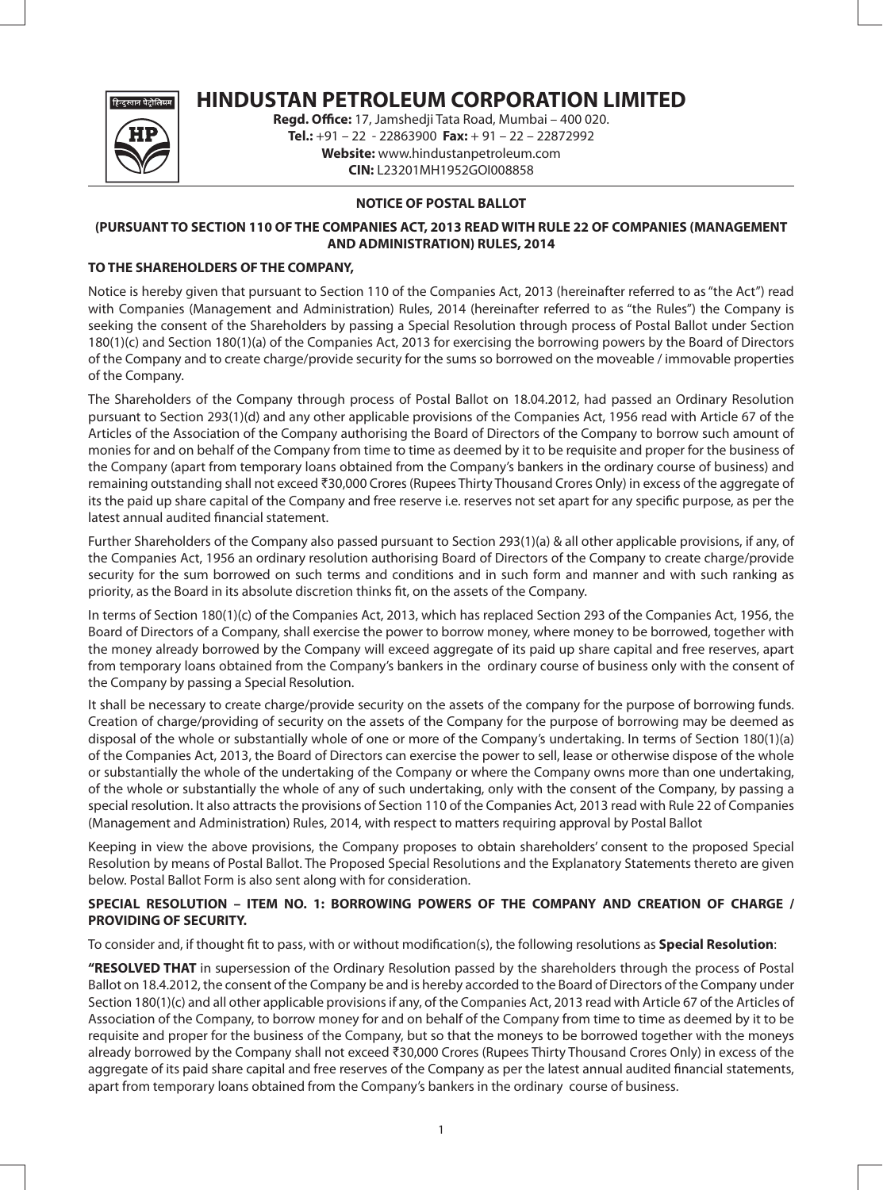# HINDUSTAN PETROLEUM CORPORATION LIMITED

**Regd. Office:** 17, Jamshedji Tata Road, Mumbai – 400 020.
**Tel.:** +91 – 22 - 22863900 **Fax:** + 91 – 22 – 22872992
**Website:** www.hindustanpetroleum.com
**CIN:** L23201MH1952GOI008858

## NOTICE OF POSTAL BALLOT

**(PURSUANT TO SECTION 110 OF THE COMPANIES ACT, 2013 READ WITH RULE 22 OF COMPANIES (MANAGEMENT AND ADMINISTRATION) RULES, 2014**

**TO THE SHAREHOLDERS OF THE COMPANY,**

Notice is hereby given that pursuant to Section 110 of the Companies Act, 2013 (hereinafter referred to as "the Act") read with Companies (Management and Administration) Rules, 2014 (hereinafter referred to as "the Rules") the Company is seeking the consent of the Shareholders by passing a Special Resolution through process of Postal Ballot under Section 180(1)(c) and Section 180(1)(a) of the Companies Act, 2013 for exercising the borrowing powers by the Board of Directors of the Company and to create charge/provide security for the sums so borrowed on the moveable / immovable properties of the Company.

The Shareholders of the Company through process of Postal Ballot on 18.04.2012, had passed an Ordinary Resolution pursuant to Section 293(1)(d) and any other applicable provisions of the Companies Act, 1956 read with Article 67 of the Articles of the Association of the Company authorising the Board of Directors of the Company to borrow such amount of monies for and on behalf of the Company from time to time as deemed by it to be requisite and proper for the business of the Company (apart from temporary loans obtained from the Company's bankers in the ordinary course of business) and remaining outstanding shall not exceed ₹30,000 Crores (Rupees Thirty Thousand Crores Only) in excess of the aggregate of its the paid up share capital of the Company and free reserve i.e. reserves not set apart for any specific purpose, as per the latest annual audited financial statement.

Further Shareholders of the Company also passed pursuant to Section 293(1)(a) & all other applicable provisions, if any, of the Companies Act, 1956 an ordinary resolution authorising Board of Directors of the Company to create charge/provide security for the sum borrowed on such terms and conditions and in such form and manner and with such ranking as priority, as the Board in its absolute discretion thinks fit, on the assets of the Company.

In terms of Section 180(1)(c) of the Companies Act, 2013, which has replaced Section 293 of the Companies Act, 1956, the Board of Directors of a Company, shall exercise the power to borrow money, where money to be borrowed, together with the money already borrowed by the Company will exceed aggregate of its paid up share capital and free reserves, apart from temporary loans obtained from the Company's bankers in the ordinary course of business only with the consent of the Company by passing a Special Resolution.

It shall be necessary to create charge/provide security on the assets of the company for the purpose of borrowing funds. Creation of charge/providing of security on the assets of the Company for the purpose of borrowing may be deemed as disposal of the whole or substantially whole of one or more of the Company's undertaking. In terms of Section 180(1)(a) of the Companies Act, 2013, the Board of Directors can exercise the power to sell, lease or otherwise dispose of the whole or substantially the whole of the undertaking of the Company or where the Company owns more than one undertaking, of the whole or substantially the whole of any of such undertaking, only with the consent of the Company, by passing a special resolution. It also attracts the provisions of Section 110 of the Companies Act, 2013 read with Rule 22 of Companies (Management and Administration) Rules, 2014, with respect to matters requiring approval by Postal Ballot

Keeping in view the above provisions, the Company proposes to obtain shareholders' consent to the proposed Special Resolution by means of Postal Ballot. The Proposed Special Resolutions and the Explanatory Statements thereto are given below. Postal Ballot Form is also sent along with for consideration.

**SPECIAL RESOLUTION – ITEM NO. 1: BORROWING POWERS OF THE COMPANY AND CREATION OF CHARGE / PROVIDING OF SECURITY.**

To consider and, if thought fit to pass, with or without modification(s), the following resolutions as **Special Resolution**:

**"RESOLVED THAT** in supersession of the Ordinary Resolution passed by the shareholders through the process of Postal Ballot on 18.4.2012, the consent of the Company be and is hereby accorded to the Board of Directors of the Company under Section 180(1)(c) and all other applicable provisions if any, of the Companies Act, 2013 read with Article 67 of the Articles of Association of the Company, to borrow money for and on behalf of the Company from time to time as deemed by it to be requisite and proper for the business of the Company, but so that the moneys to be borrowed together with the moneys already borrowed by the Company shall not exceed ₹30,000 Crores (Rupees Thirty Thousand Crores Only) in excess of the aggregate of its paid share capital and free reserves of the Company as per the latest annual audited financial statements, apart from temporary loans obtained from the Company's bankers in the ordinary course of business.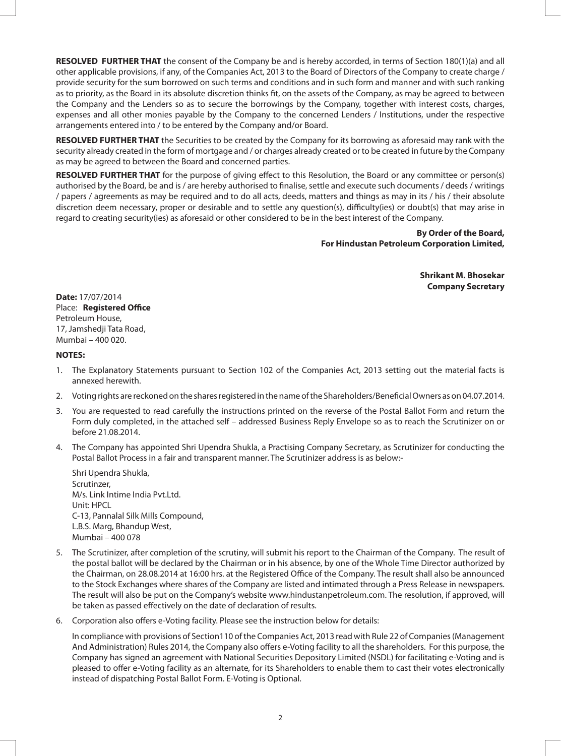**RESOLVED FURTHER THAT** the consent of the Company be and is hereby accorded, in terms of Section 180(1)(a) and all other applicable provisions, if any, of the Companies Act, 2013 to the Board of Directors of the Company to create charge / provide security for the sum borrowed on such terms and conditions and in such form and manner and with such ranking as to priority, as the Board in its absolute discretion thinks fit, on the assets of the Company, as may be agreed to between the Company and the Lenders so as to secure the borrowings by the Company, together with interest costs, charges, expenses and all other monies payable by the Company to the concerned Lenders / Institutions, under the respective arrangements entered into / to be entered by the Company and/or Board.

**RESOLVED FURTHER THAT** the Securities to be created by the Company for its borrowing as aforesaid may rank with the security already created in the form of mortgage and / or charges already created or to be created in future by the Company as may be agreed to between the Board and concerned parties.

**RESOLVED FURTHER THAT** for the purpose of giving effect to this Resolution, the Board or any committee or person(s) authorised by the Board, be and is / are hereby authorised to finalise, settle and execute such documents / deeds / writings / papers / agreements as may be required and to do all acts, deeds, matters and things as may in its / his / their absolute discretion deem necessary, proper or desirable and to settle any question(s), difficulty(ies) or doubt(s) that may arise in regard to creating security(ies) as aforesaid or other considered to be in the best interest of the Company.

**By Order of the Board,**
**For Hindustan Petroleum Corporation Limited,**

**Shrikant M. Bhosekar**
**Company Secretary**

**Date:** 17/07/2014
Place: **Registered Office**
Petroleum House,
17, Jamshedji Tata Road,
Mumbai – 400 020.

**NOTES:**

1. The Explanatory Statements pursuant to Section 102 of the Companies Act, 2013 setting out the material facts is annexed herewith.
2. Voting rights are reckoned on the shares registered in the name of the Shareholders/Beneficial Owners as on 04.07.2014.
3. You are requested to read carefully the instructions printed on the reverse of the Postal Ballot Form and return the Form duly completed, in the attached self – addressed Business Reply Envelope so as to reach the Scrutinizer on or before 21.08.2014.
4. The Company has appointed Shri Upendra Shukla, a Practising Company Secretary, as Scrutinizer for conducting the Postal Ballot Process in a fair and transparent manner. The Scrutinizer address is as below:-

   Shri Upendra Shukla,
   Scrutinzer,
   M/s. Link Intime India Pvt.Ltd.
   Unit: HPCL
   C-13, Pannalal Silk Mills Compound,
   L.B.S. Marg, Bhandup West,
   Mumbai – 400 078

5. The Scrutinizer, after completion of the scrutiny, will submit his report to the Chairman of the Company. The result of the postal ballot will be declared by the Chairman or in his absence, by one of the Whole Time Director authorized by the Chairman, on 28.08.2014 at 16:00 hrs. at the Registered Office of the Company. The result shall also be announced to the Stock Exchanges where shares of the Company are listed and intimated through a Press Release in newspapers. The result will also be put on the Company's website www.hindustanpetroleum.com. The resolution, if approved, will be taken as passed effectively on the date of declaration of results.
6. Corporation also offers e-Voting facility. Please see the instruction below for details:

   In compliance with provisions of Section110 of the Companies Act, 2013 read with Rule 22 of Companies (Management And Administration) Rules 2014, the Company also offers e-Voting facility to all the shareholders. For this purpose, the Company has signed an agreement with National Securities Depository Limited (NSDL) for facilitating e-Voting and is pleased to offer e-Voting facility as an alternate, for its Shareholders to enable them to cast their votes electronically instead of dispatching Postal Ballot Form. E-Voting is Optional.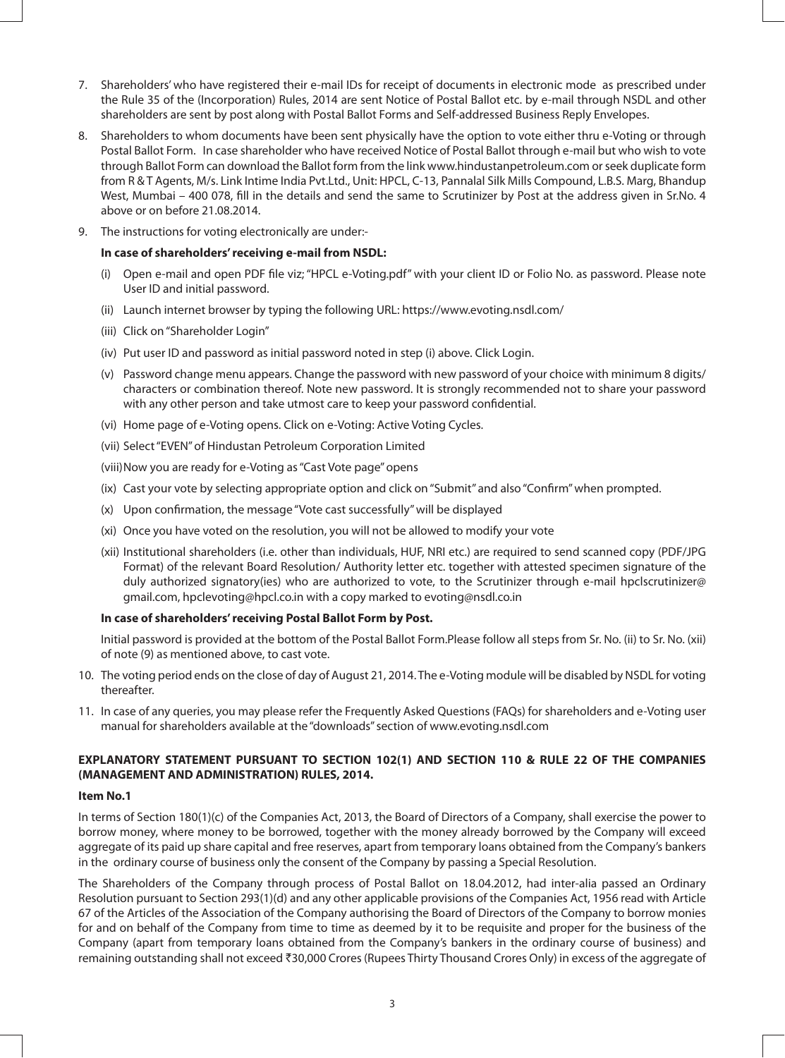7. Shareholders' who have registered their e-mail IDs for receipt of documents in electronic mode as prescribed under the Rule 35 of the (Incorporation) Rules, 2014 are sent Notice of Postal Ballot etc. by e-mail through NSDL and other shareholders are sent by post along with Postal Ballot Forms and Self-addressed Business Reply Envelopes.

8. Shareholders to whom documents have been sent physically have the option to vote either thru e-Voting or through Postal Ballot Form. In case shareholder who have received Notice of Postal Ballot through e-mail but who wish to vote through Ballot Form can download the Ballot form from the link www.hindustanpetroleum.com or seek duplicate form from R & T Agents, M/s. Link Intime India Pvt.Ltd., Unit: HPCL, C-13, Pannalal Silk Mills Compound, L.B.S. Marg, Bhandup West, Mumbai – 400 078, fill in the details and send the same to Scrutinizer by Post at the address given in Sr.No. 4 above or on before 21.08.2014.

9. The instructions for voting electronically are under:-

   **In case of shareholders' receiving e-mail from NSDL:**

   (i) Open e-mail and open PDF file viz; "HPCL e-Voting.pdf" with your client ID or Folio No. as password. Please note User ID and initial password.

   (ii) Launch internet browser by typing the following URL: https://www.evoting.nsdl.com/

   (iii) Click on "Shareholder Login"

   (iv) Put user ID and password as initial password noted in step (i) above. Click Login.

   (v) Password change menu appears. Change the password with new password of your choice with minimum 8 digits/ characters or combination thereof. Note new password. It is strongly recommended not to share your password with any other person and take utmost care to keep your password confidential.

   (vi) Home page of e-Voting opens. Click on e-Voting: Active Voting Cycles.

   (vii) Select "EVEN" of Hindustan Petroleum Corporation Limited

   (viii) Now you are ready for e-Voting as "Cast Vote page" opens

   (ix) Cast your vote by selecting appropriate option and click on "Submit" and also "Confirm" when prompted.

   (x) Upon confirmation, the message "Vote cast successfully" will be displayed

   (xi) Once you have voted on the resolution, you will not be allowed to modify your vote

   (xii) Institutional shareholders (i.e. other than individuals, HUF, NRI etc.) are required to send scanned copy (PDF/JPG Format) of the relevant Board Resolution/ Authority letter etc. together with attested specimen signature of the duly authorized signatory(ies) who are authorized to vote, to the Scrutinizer through e-mail hpclscrutinizer@gmail.com, hpclevoting@hpcl.co.in with a copy marked to evoting@nsdl.co.in

   **In case of shareholders' receiving Postal Ballot Form by Post.**

   Initial password is provided at the bottom of the Postal Ballot Form.Please follow all steps from Sr. No. (ii) to Sr. No. (xii) of note (9) as mentioned above, to cast vote.

10. The voting period ends on the close of day of August 21, 2014. The e-Voting module will be disabled by NSDL for voting thereafter.

11. In case of any queries, you may please refer the Frequently Asked Questions (FAQs) for shareholders and e-Voting user manual for shareholders available at the "downloads" section of www.evoting.nsdl.com

**EXPLANATORY STATEMENT PURSUANT TO SECTION 102(1) AND SECTION 110 & RULE 22 OF THE COMPANIES (MANAGEMENT AND ADMINISTRATION) RULES, 2014.**

**Item No.1**

In terms of Section 180(1)(c) of the Companies Act, 2013, the Board of Directors of a Company, shall exercise the power to borrow money, where money to be borrowed, together with the money already borrowed by the Company will exceed aggregate of its paid up share capital and free reserves, apart from temporary loans obtained from the Company's bankers in the ordinary course of business only the consent of the Company by passing a Special Resolution.

The Shareholders of the Company through process of Postal Ballot on 18.04.2012, had inter-alia passed an Ordinary Resolution pursuant to Section 293(1)(d) and any other applicable provisions of the Companies Act, 1956 read with Article 67 of the Articles of the Association of the Company authorising the Board of Directors of the Company to borrow monies for and on behalf of the Company from time to time as deemed by it to be requisite and proper for the business of the Company (apart from temporary loans obtained from the Company's bankers in the ordinary course of business) and remaining outstanding shall not exceed ₹30,000 Crores (Rupees Thirty Thousand Crores Only) in excess of the aggregate of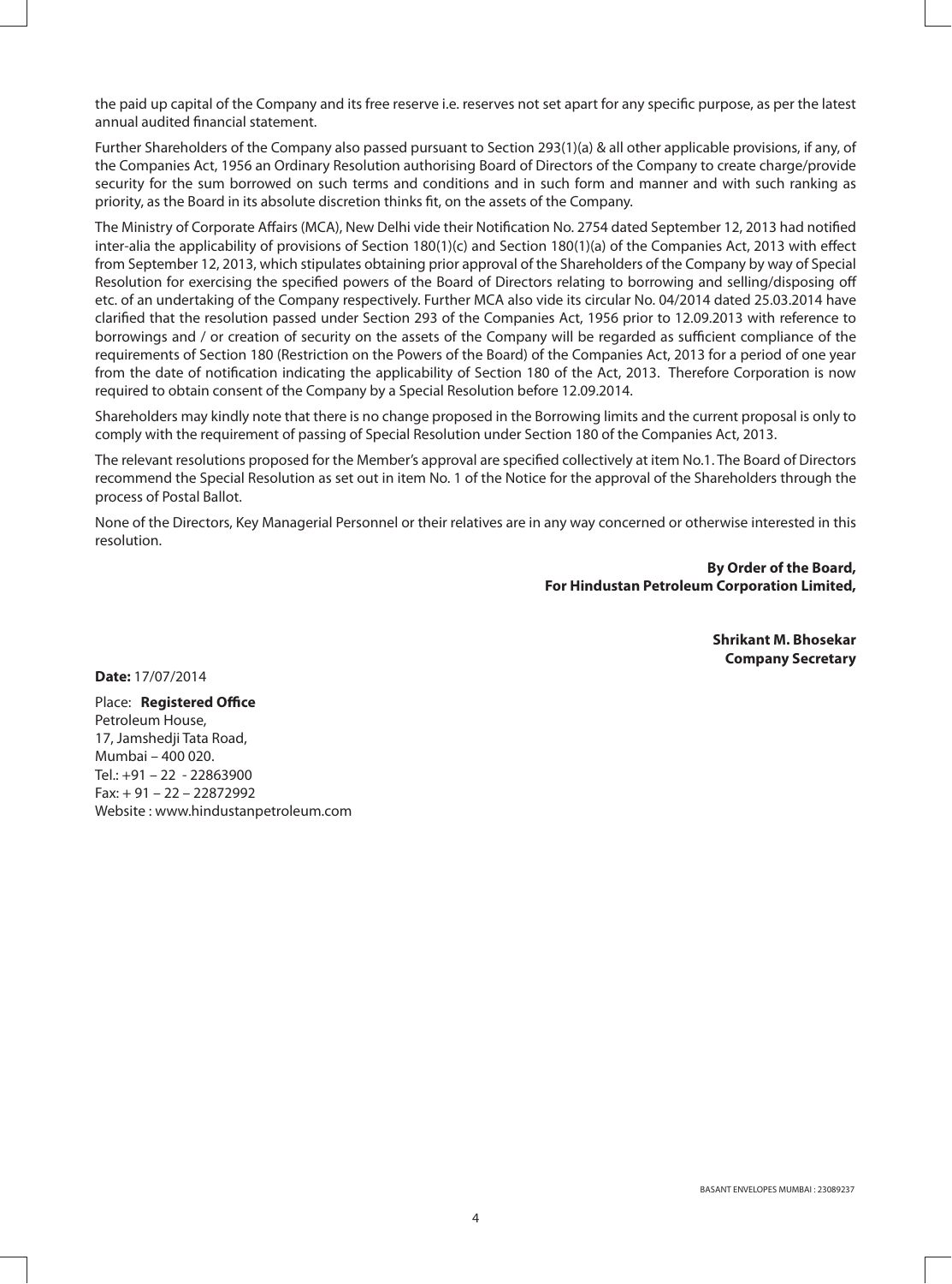the paid up capital of the Company and its free reserve i.e. reserves not set apart for any specific purpose, as per the latest annual audited financial statement.

Further Shareholders of the Company also passed pursuant to Section 293(1)(a) & all other applicable provisions, if any, of the Companies Act, 1956 an Ordinary Resolution authorising Board of Directors of the Company to create charge/provide security for the sum borrowed on such terms and conditions and in such form and manner and with such ranking as priority, as the Board in its absolute discretion thinks fit, on the assets of the Company.

The Ministry of Corporate Affairs (MCA), New Delhi vide their Notification No. 2754 dated September 12, 2013 had notified inter-alia the applicability of provisions of Section 180(1)(c) and Section 180(1)(a) of the Companies Act, 2013 with effect from September 12, 2013, which stipulates obtaining prior approval of the Shareholders of the Company by way of Special Resolution for exercising the specified powers of the Board of Directors relating to borrowing and selling/disposing off etc. of an undertaking of the Company respectively. Further MCA also vide its circular No. 04/2014 dated 25.03.2014 have clarified that the resolution passed under Section 293 of the Companies Act, 1956 prior to 12.09.2013 with reference to borrowings and / or creation of security on the assets of the Company will be regarded as sufficient compliance of the requirements of Section 180 (Restriction on the Powers of the Board) of the Companies Act, 2013 for a period of one year from the date of notification indicating the applicability of Section 180 of the Act, 2013. Therefore Corporation is now required to obtain consent of the Company by a Special Resolution before 12.09.2014.

Shareholders may kindly note that there is no change proposed in the Borrowing limits and the current proposal is only to comply with the requirement of passing of Special Resolution under Section 180 of the Companies Act, 2013.

The relevant resolutions proposed for the Member's approval are specified collectively at item No.1. The Board of Directors recommend the Special Resolution as set out in item No. 1 of the Notice for the approval of the Shareholders through the process of Postal Ballot.

None of the Directors, Key Managerial Personnel or their relatives are in any way concerned or otherwise interested in this resolution.

**By Order of the Board,**
**For Hindustan Petroleum Corporation Limited,**

**Shrikant M. Bhosekar**
**Company Secretary**

**Date:** 17/07/2014

Place: **Registered Office**
Petroleum House,
17, Jamshedji Tata Road,
Mumbai – 400 020.
Tel.: +91 – 22 - 22863900
Fax: + 91 – 22 – 22872992
Website : www.hindustanpetroleum.com

BASANT ENVELOPES MUMBAI : 23089237